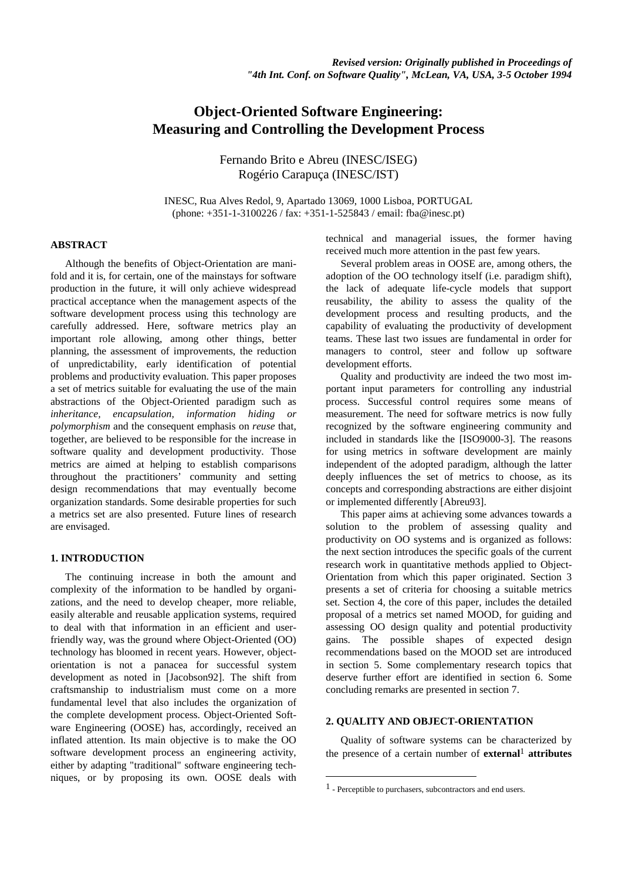*Revised version: Originally published in Proceedings of "4th Int. Conf. on Software Quality", McLean, VA, USA, 3-5 October 1994*

# Object-Oriented Software Engineering: Measuring and Controlling the Development Process

Fernando Brito e Abreu (INESC/ISEG)
Rogério Carapuça (INESC/IST)

INESC, Rua Alves Redol, 9, Apartado 13069, 1000 Lisboa, PORTUGAL
(phone: +351-1-3100226 / fax: +351-1-525843 / email: fba@inesc.pt)

## ABSTRACT

Although the benefits of Object-Orientation are manifold and it is, for certain, one of the mainstays for software production in the future, it will only achieve widespread practical acceptance when the management aspects of the software development process using this technology are carefully addressed. Here, software metrics play an important role allowing, among other things, better planning, the assessment of improvements, the reduction of unpredictability, early identification of potential problems and productivity evaluation. This paper proposes a set of metrics suitable for evaluating the use of the main abstractions of the Object-Oriented paradigm such as *inheritance, encapsulation, information hiding or polymorphism* and the consequent emphasis on *reuse* that, together, are believed to be responsible for the increase in software quality and development productivity. Those metrics are aimed at helping to establish comparisons throughout the practitioners' community and setting design recommendations that may eventually become organization standards. Some desirable properties for such a metrics set are also presented. Future lines of research are envisaged.

## 1. INTRODUCTION

The continuing increase in both the amount and complexity of the information to be handled by organizations, and the need to develop cheaper, more reliable, easily alterable and reusable application systems, required to deal with that information in an efficient and user-friendly way, was the ground where Object-Oriented (OO) technology has bloomed in recent years. However, object-orientation is not a panacea for successful system development as noted in [Jacobson92]. The shift from craftsmanship to industrialism must come on a more fundamental level that also includes the organization of the complete development process. Object-Oriented Software Engineering (OOSE) has, accordingly, received an inflated attention. Its main objective is to make the OO software development process an engineering activity, either by adapting "traditional" software engineering techniques, or by proposing its own. OOSE deals with technical and managerial issues, the former having received much more attention in the past few years.

Several problem areas in OOSE are, among others, the adoption of the OO technology itself (i.e. paradigm shift), the lack of adequate life-cycle models that support reusability, the ability to assess the quality of the development process and resulting products, and the capability of evaluating the productivity of development teams. These last two issues are fundamental in order for managers to control, steer and follow up software development efforts.

Quality and productivity are indeed the two most important input parameters for controlling any industrial process. Successful control requires some means of measurement. The need for software metrics is now fully recognized by the software engineering community and included in standards like the [ISO9000-3]. The reasons for using metrics in software development are mainly independent of the adopted paradigm, although the latter deeply influences the set of metrics to choose, as its concepts and corresponding abstractions are either disjoint or implemented differently [Abreu93].

This paper aims at achieving some advances towards a solution to the problem of assessing quality and productivity on OO systems and is organized as follows: the next section introduces the specific goals of the current research work in quantitative methods applied to Object-Orientation from which this paper originated. Section 3 presents a set of criteria for choosing a suitable metrics set. Section 4, the core of this paper, includes the detailed proposal of a metrics set named MOOD, for guiding and assessing OO design quality and potential productivity gains. The possible shapes of expected design recommendations based on the MOOD set are introduced in section 5. Some complementary research topics that deserve further effort are identified in section 6. Some concluding remarks are presented in section 7.

## 2. QUALITY AND OBJECT-ORIENTATION

Quality of software systems can be characterized by the presence of a certain number of **external**[1] **attributes**

[1] - Perceptible to purchasers, subcontractors and end users.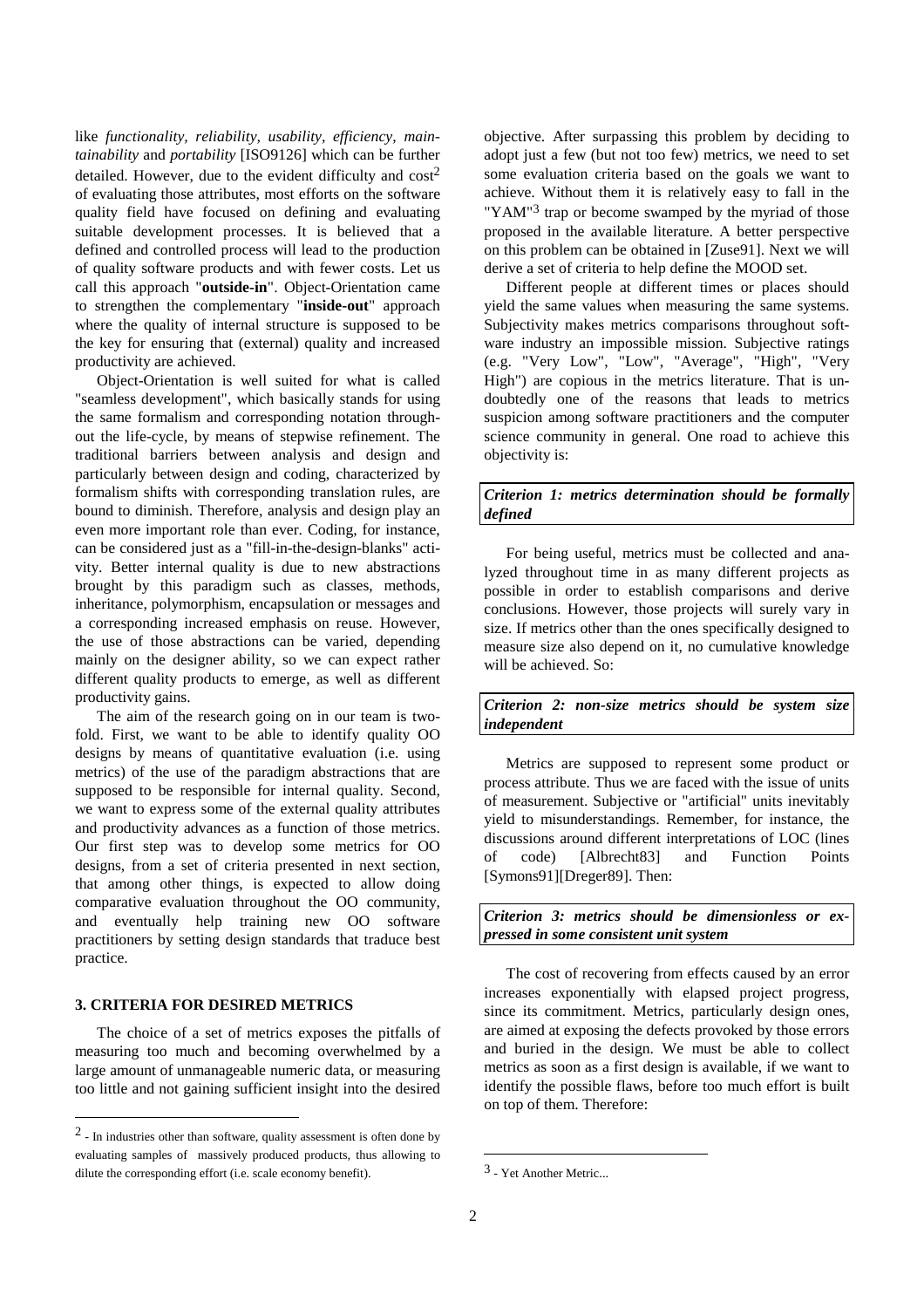like *functionality, reliability, usability, efficiency, maintainability* and *portability* [ISO9126] which can be further detailed. However, due to the evident difficulty and cost[2] of evaluating those attributes, most efforts on the software quality field have focused on defining and evaluating suitable development processes. It is believed that a defined and controlled process will lead to the production of quality software products and with fewer costs. Let us call this approach "**outside-in**". Object-Orientation came to strengthen the complementary "**inside-out**" approach where the quality of internal structure is supposed to be the key for ensuring that (external) quality and increased productivity are achieved.

Object-Orientation is well suited for what is called "seamless development", which basically stands for using the same formalism and corresponding notation throughout the life-cycle, by means of stepwise refinement. The traditional barriers between analysis and design and particularly between design and coding, characterized by formalism shifts with corresponding translation rules, are bound to diminish. Therefore, analysis and design play an even more important role than ever. Coding, for instance, can be considered just as a "fill-in-the-design-blanks" activity. Better internal quality is due to new abstractions brought by this paradigm such as classes, methods, inheritance, polymorphism, encapsulation or messages and a corresponding increased emphasis on reuse. However, the use of those abstractions can be varied, depending mainly on the designer ability, so we can expect rather different quality products to emerge, as well as different productivity gains.

The aim of the research going on in our team is two-fold. First, we want to be able to identify quality OO designs by means of quantitative evaluation (i.e. using metrics) of the use of the paradigm abstractions that are supposed to be responsible for internal quality. Second, we want to express some of the external quality attributes and productivity advances as a function of those metrics. Our first step was to develop some metrics for OO designs, from a set of criteria presented in next section, that among other things, is expected to allow doing comparative evaluation throughout the OO community, and eventually help training new OO software practitioners by setting design standards that traduce best practice.

## 3. CRITERIA FOR DESIRED METRICS

The choice of a set of metrics exposes the pitfalls of measuring too much and becoming overwhelmed by a large amount of unmanageable numeric data, or measuring too little and not gaining sufficient insight into the desired objective. After surpassing this problem by deciding to adopt just a few (but not too few) metrics, we need to set some evaluation criteria based on the goals we want to achieve. Without them it is relatively easy to fall in the "YAM"[3] trap or become swamped by the myriad of those proposed in the available literature. A better perspective on this problem can be obtained in [Zuse91]. Next we will derive a set of criteria to help define the MOOD set.

Different people at different times or places should yield the same values when measuring the same systems. Subjectivity makes metrics comparisons throughout software industry an impossible mission. Subjective ratings (e.g. "Very Low", "Low", "Average", "High", "Very High") are copious in the metrics literature. That is undoubtedly one of the reasons that leads to metrics suspicion among software practitioners and the computer science community in general. One road to achieve this objectivity is:

***Criterion 1: metrics determination should be formally defined***

For being useful, metrics must be collected and analyzed throughout time in as many different projects as possible in order to establish comparisons and derive conclusions. However, those projects will surely vary in size. If metrics other than the ones specifically designed to measure size also depend on it, no cumulative knowledge will be achieved. So:

***Criterion 2: non-size metrics should be system size independent***

Metrics are supposed to represent some product or process attribute. Thus we are faced with the issue of units of measurement. Subjective or "artificial" units inevitably yield to misunderstandings. Remember, for instance, the discussions around different interpretations of LOC (lines of code) [Albrecht83] and Function Points [Symons91][Dreger89]. Then:

***Criterion 3: metrics should be dimensionless or expressed in some consistent unit system***

The cost of recovering from effects caused by an error increases exponentially with elapsed project progress, since its commitment. Metrics, particularly design ones, are aimed at exposing the defects provoked by those errors and buried in the design. We must be able to collect metrics as soon as a first design is available, if we want to identify the possible flaws, before too much effort is built on top of them. Therefore:

---

[2] - In industries other than software, quality assessment is often done by evaluating samples of massively produced products, thus allowing to dilute the corresponding effort (i.e. scale economy benefit).

[3] - Yet Another Metric...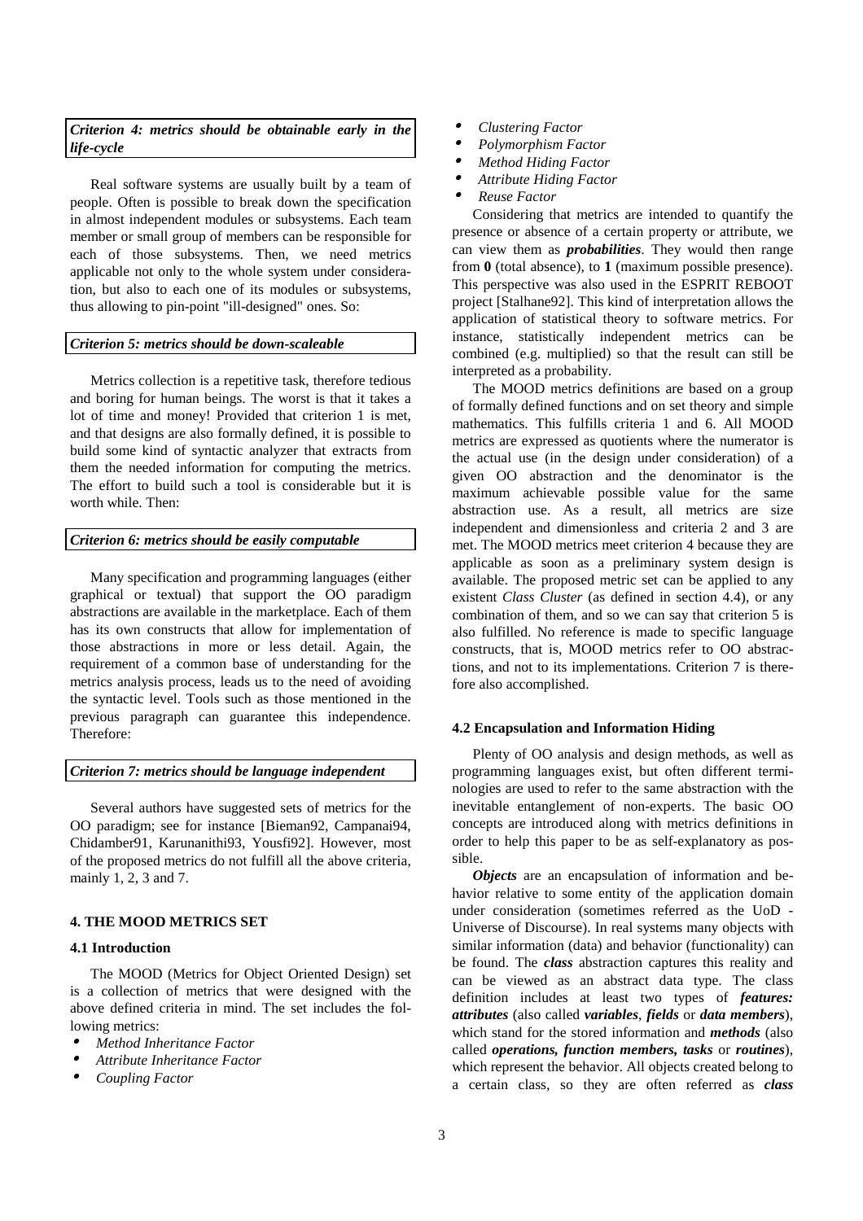***Criterion 4: metrics should be obtainable early in the life-cycle***

Real software systems are usually built by a team of people. Often is possible to break down the specification in almost independent modules or subsystems. Each team member or small group of members can be responsible for each of those subsystems. Then, we need metrics applicable not only to the whole system under consideration, but also to each one of its modules or subsystems, thus allowing to pin-point "ill-designed" ones. So:

***Criterion 5: metrics should be down-scaleable***

Metrics collection is a repetitive task, therefore tedious and boring for human beings. The worst is that it takes a lot of time and money! Provided that criterion 1 is met, and that designs are also formally defined, it is possible to build some kind of syntactic analyzer that extracts from them the needed information for computing the metrics. The effort to build such a tool is considerable but it is worth while. Then:

***Criterion 6: metrics should be easily computable***

Many specification and programming languages (either graphical or textual) that support the OO paradigm abstractions are available in the marketplace. Each of them has its own constructs that allow for implementation of those abstractions in more or less detail. Again, the requirement of a common base of understanding for the metrics analysis process, leads us to the need of avoiding the syntactic level. Tools such as those mentioned in the previous paragraph can guarantee this independence. Therefore:

***Criterion 7: metrics should be language independent***

Several authors have suggested sets of metrics for the OO paradigm; see for instance [Bieman92, Campanai94, Chidamber91, Karunanithi93, Yousfi92]. However, most of the proposed metrics do not fulfill all the above criteria, mainly 1, 2, 3 and 7.

## 4. THE MOOD METRICS SET

### 4.1 Introduction

The MOOD (Metrics for Object Oriented Design) set is a collection of metrics that were designed with the above defined criteria in mind. The set includes the following metrics:

- *Method Inheritance Factor*
- *Attribute Inheritance Factor*
- *Coupling Factor*
- *Clustering Factor*
- *Polymorphism Factor*
- *Method Hiding Factor*
- *Attribute Hiding Factor*
- *Reuse Factor*

Considering that metrics are intended to quantify the presence or absence of a certain property or attribute, we can view them as ***probabilities***. They would then range from **0** (total absence), to **1** (maximum possible presence). This perspective was also used in the ESPRIT REBOOT project [Stalhane92]. This kind of interpretation allows the application of statistical theory to software metrics. For instance, statistically independent metrics can be combined (e.g. multiplied) so that the result can still be interpreted as a probability.

The MOOD metrics definitions are based on a group of formally defined functions and on set theory and simple mathematics. This fulfills criteria 1 and 6. All MOOD metrics are expressed as quotients where the numerator is the actual use (in the design under consideration) of a given OO abstraction and the denominator is the maximum achievable possible value for the same abstraction use. As a result, all metrics are size independent and dimensionless and criteria 2 and 3 are met. The MOOD metrics meet criterion 4 because they are applicable as soon as a preliminary system design is available. The proposed metric set can be applied to any existent *Class Cluster* (as defined in section 4.4), or any combination of them, and so we can say that criterion 5 is also fulfilled. No reference is made to specific language constructs, that is, MOOD metrics refer to OO abstractions, and not to its implementations. Criterion 7 is therefore also accomplished.

### 4.2 Encapsulation and Information Hiding

Plenty of OO analysis and design methods, as well as programming languages exist, but often different terminologies are used to refer to the same abstraction with the inevitable entanglement of non-experts. The basic OO concepts are introduced along with metrics definitions in order to help this paper to be as self-explanatory as possible.

***Objects*** are an encapsulation of information and behavior relative to some entity of the application domain under consideration (sometimes referred as the UoD - Universe of Discourse). In real systems many objects with similar information (data) and behavior (functionality) can be found. The ***class*** abstraction captures this reality and can be viewed as an abstract data type. The class definition includes at least two types of ***features: attributes*** (also called ***variables***, ***fields*** or ***data members***), which stand for the stored information and ***methods*** (also called ***operations, function members, tasks*** or ***routines***), which represent the behavior. All objects created belong to a certain class, so they are often referred as ***class***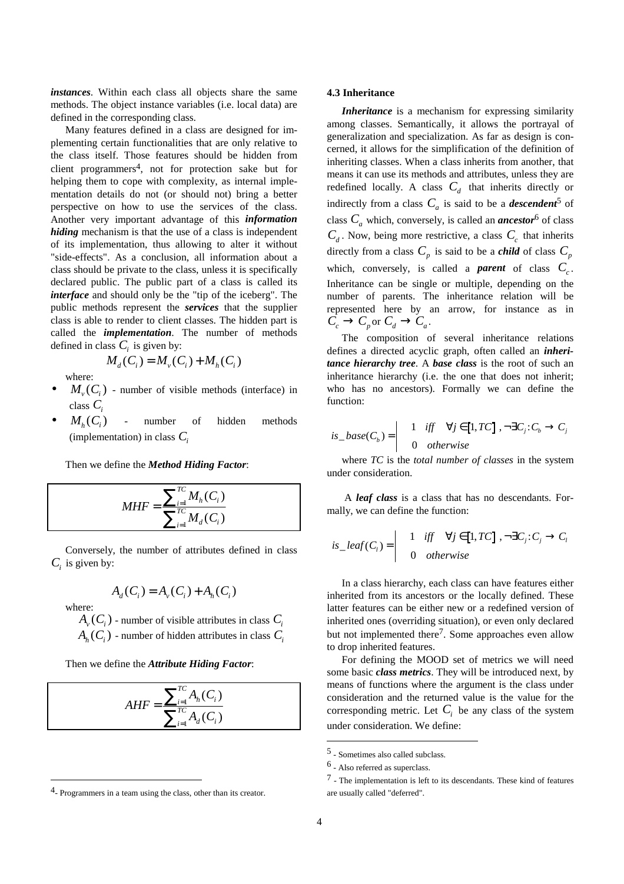*instances*. Within each class all objects share the same methods. The object instance variables (i.e. local data) are defined in the corresponding class.

Many features defined in a class are designed for implementing certain functionalities that are only relative to the class itself. Those features should be hidden from client programmers[4], not for protection sake but for helping them to cope with complexity, as internal implementation details do not (or should not) bring a better perspective on how to use the services of the class. Another very important advantage of this ***information hiding*** mechanism is that the use of a class is independent of its implementation, thus allowing to alter it without "side-effects". As a conclusion, all information about a class should be private to the class, unless it is specifically declared public. The public part of a class is called its ***interface*** and should only be the "tip of the iceberg". The public methods represent the ***services*** that the supplier class is able to render to client classes. The hidden part is called the ***implementation***. The number of methods defined in class $C_i$ is given by:

$$M_d(C_i) = M_v(C_i) + M_h(C_i)$$

where:

- $M_v(C_i)$ - number of visible methods (interface) in class $C_i$
- $M_h(C_i)$ - number of hidden methods (implementation) in class $C_i$

Then we define the ***Method Hiding Factor***:

$$MHF = \frac{\sum_{i=1}^{TC} M_h(C_i)}{\sum_{i=1}^{TC} M_d(C_i)}$$

Conversely, the number of attributes defined in class $C_i$ is given by:

$$A_d(C_i) = A_v(C_i) + A_h(C_i)$$

where:

$A_v(C_i)$ - number of visible attributes in class $C_i$
$A_h(C_i)$ - number of hidden attributes in class $C_i$

Then we define the ***Attribute Hiding Factor***:

$$AHF = \frac{\sum_{i=1}^{TC} A_h(C_i)}{\sum_{i=1}^{TC} A_d(C_i)}$$

### 4.3 Inheritance

***Inheritance*** is a mechanism for expressing similarity among classes. Semantically, it allows the portrayal of generalization and specialization. As far as design is concerned, it allows for the simplification of the definition of inheriting classes. When a class inherits from another, that means it can use its methods and attributes, unless they are redefined locally. A class $C_d$ that inherits directly or indirectly from a class $C_a$ is said to be a ***descendent***[5] of class $C_a$ which, conversely, is called an ***ancestor***[6] of class $C_d$. Now, being more restrictive, a class $C_c$ that inherits directly from a class $C_p$ is said to be a ***child*** of class $C_p$ which, conversely, is called a ***parent*** of class $C_c$. Inheritance can be single or multiple, depending on the number of parents. The inheritance relation will be represented here by an arrow, for instance as in $C_c \rightarrow C_p$ or $C_d \rightarrow C_a$.

The composition of several inheritance relations defines a directed acyclic graph, often called an ***inheritance hierarchy tree***. A ***base class*** is the root of such an inheritance hierarchy (i.e. the one that does not inherit; who has no ancestors). Formally we can define the function:

$$is\_base(C_b) = \begin{cases} 1 & iff \quad \forall j \in [1, TC],\ \neg \exists C_j : C_b \rightarrow C_j \\ 0 & otherwise \end{cases}$$

where *TC* is the *total number of classes* in the system under consideration.

A ***leaf class*** is a class that has no descendants. Formally, we can define the function:

$$is\_leaf(C_l) = \begin{cases} 1 & iff \quad \forall j \in [1, TC],\ \neg \exists C_j : C_j \rightarrow C_l \\ 0 & otherwise \end{cases}$$

In a class hierarchy, each class can have features either inherited from its ancestors or the locally defined. These latter features can be either new or a redefined version of inherited ones (overriding situation), or even only declared but not implemented there[7]. Some approaches even allow to drop inherited features.

For defining the MOOD set of metrics we will need some basic ***class metrics***. They will be introduced next, by means of functions where the argument is the class under consideration and the returned value is the value for the corresponding metric. Let $C_i$ be any class of the system under consideration. We define:

---

[4]- Programmers in a team using the class, other than its creator.

[5] - Sometimes also called subclass.

[6] - Also referred as superclass.

[7] - The implementation is left to its descendants. These kind of features are usually called "deferred".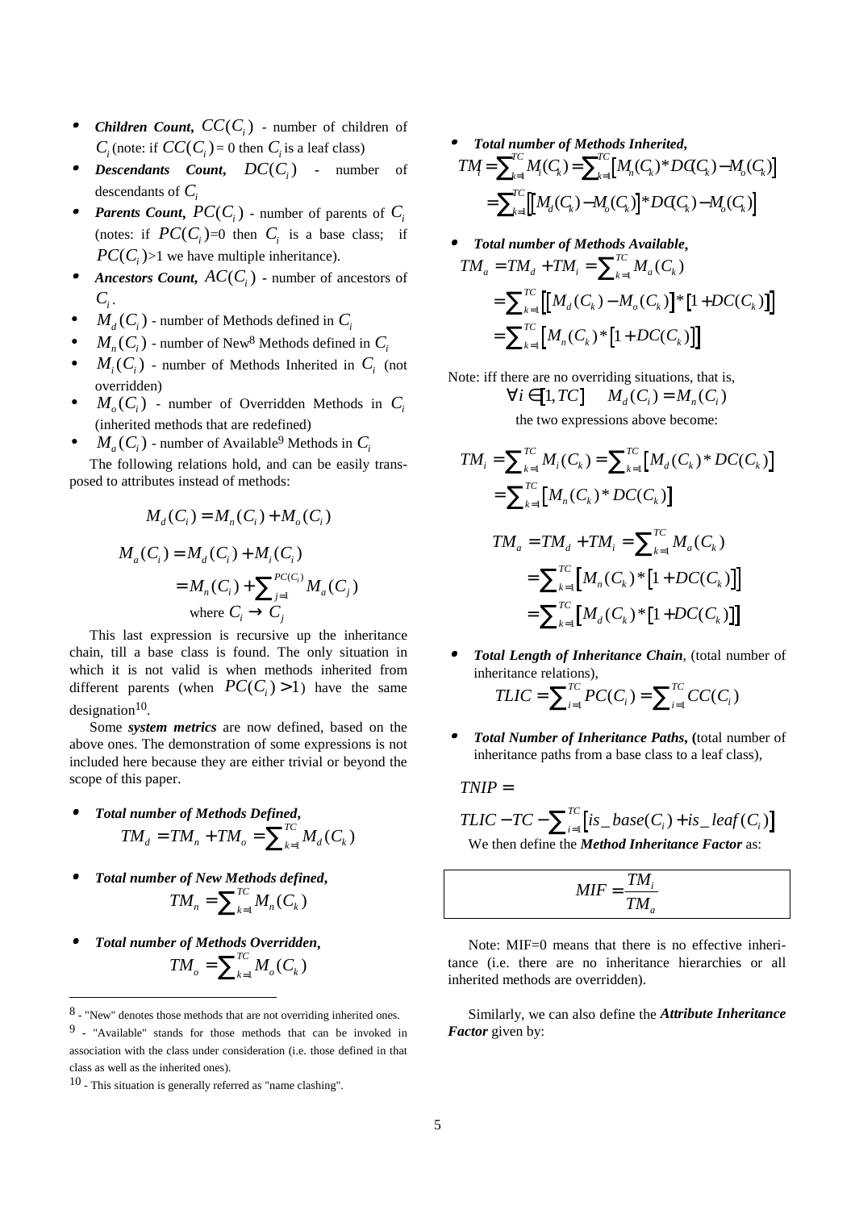- ***Children Count***, $CC(C_i)$ - number of children of $C_i$ (note: if $CC(C_i)$ = 0 then $C_i$ is a leaf class)
- ***Descendants Count***, $DC(C_i)$ - number of descendants of $C_i$
- ***Parents Count***, $PC(C_i)$ - number of parents of $C_i$ (notes: if $PC(C_i)$=0 then $C_i$ is a base class; if $PC(C_i)$>1 we have multiple inheritance).
- ***Ancestors Count***, $AC(C_i)$ - number of ancestors of $C_i$.
- $M_d(C_i)$ - number of Methods defined in $C_i$
- $M_n(C_i)$ - number of New[8] Methods defined in $C_i$
- $M_i(C_i)$ - number of Methods Inherited in $C_i$ (not overridden)
- $M_o(C_i)$ - number of Overridden Methods in $C_i$ (inherited methods that are redefined)
- $M_a(C_i)$ - number of Available[9] Methods in $C_i$

The following relations hold, and can be easily transposed to attributes instead of methods:

$$M_d(C_i) = M_n(C_i) + M_o(C_i)$$

$$\begin{aligned} M_a(C_i) &= M_d(C_i) + M_i(C_i) \\ &= M_n(C_i) + \sum_{j=1}^{PC(C_i)} M_a(C_j) \\ &\quad \text{where } C_i \to C_j \end{aligned}$$

This last expression is recursive up the inheritance chain, till a base class is found. The only situation in which it is not valid is when methods inherited from different parents (when $PC(C_i) > 1$) have the same designation[10].

Some ***system metrics*** are now defined, based on the above ones. The demonstration of some expressions is not included here because they are either trivial or beyond the scope of this paper.

- ***Total number of Methods Defined***,
$$TM_d = TM_n + TM_o = \sum_{k=1}^{TC} M_d(C_k)$$

- ***Total number of New Methods defined***,
$$TM_n = \sum_{k=1}^{TC} M_n(C_k)$$

- ***Total number of Methods Overridden***,
$$TM_o = \sum_{k=1}^{TC} M_o(C_k)$$

- ***Total number of Methods Inherited***,
$$\begin{aligned} TM_i &= \sum_{k=1}^{TC} M_i(C_k) = \sum_{k=1}^{TC} \left[ M_n(C_k) * DC(C_k) - M_o(C_k) \right] \\ &= \sum_{k=1}^{TC} \left[ \left[ M_d(C_k) - M_o(C_k) \right] * DC(C_k) - M_o(C_k) \right] \end{aligned}$$

- ***Total number of Methods Available***,
$$\begin{aligned} TM_a &= TM_d + TM_i = \sum_{k=1}^{TC} M_a(C_k) \\ &= \sum_{k=1}^{TC} \left[ \left[ M_d(C_k) - M_o(C_k) \right] * \left[ 1 + DC(C_k) \right] \right] \\ &= \sum_{k=1}^{TC} \left[ M_n(C_k) * \left[ 1 + DC(C_k) \right] \right] \end{aligned}$$

Note: iff there are no overriding situations, that is,

$$\forall i \in [1, TC] \quad M_d(C_i) = M_n(C_i)$$

the two expressions above become:

$$\begin{aligned} TM_i &= \sum_{k=1}^{TC} M_i(C_k) = \sum_{k=1}^{TC} \left[ M_d(C_k) * DC(C_k) \right] \\ &= \sum_{k=1}^{TC} \left[ M_n(C_k) * DC(C_k) \right] \end{aligned}$$

$$\begin{aligned} TM_a &= TM_d + TM_i = \sum_{k=1}^{TC} M_a(C_k) \\ &= \sum_{k=1}^{TC} \left[ M_n(C_k) * \left[ 1 + DC(C_k) \right] \right] \\ &= \sum_{k=1}^{TC} \left[ M_d(C_k) * \left[ 1 + DC(C_k) \right] \right] \end{aligned}$$

- ***Total Length of Inheritance Chain***, (total number of inheritance relations),
$$TLIC = \sum_{i=1}^{TC} PC(C_i) = \sum_{i=1}^{TC} CC(C_i)$$

- ***Total Number of Inheritance Paths***, (total number of inheritance paths from a base class to a leaf class),

$$TNIP =$$
$$TLIC - TC - \sum_{i=1}^{TC} \left[ is\_base(C_i) + is\_leaf(C_i) \right]$$

We then define the ***Method Inheritance Factor*** as:

$$MIF = \frac{TM_i}{TM_a}$$

Note: MIF=0 means that there is no effective inheritance (i.e. there are no inheritance hierarchies or all inherited methods are overridden).

Similarly, we can also define the ***Attribute Inheritance Factor*** given by:

---

[8] - "New" denotes those methods that are not overriding inherited ones.

[9] - "Available" stands for those methods that can be invoked in association with the class under consideration (i.e. those defined in that class as well as the inherited ones).

[10] - This situation is generally referred as "name clashing".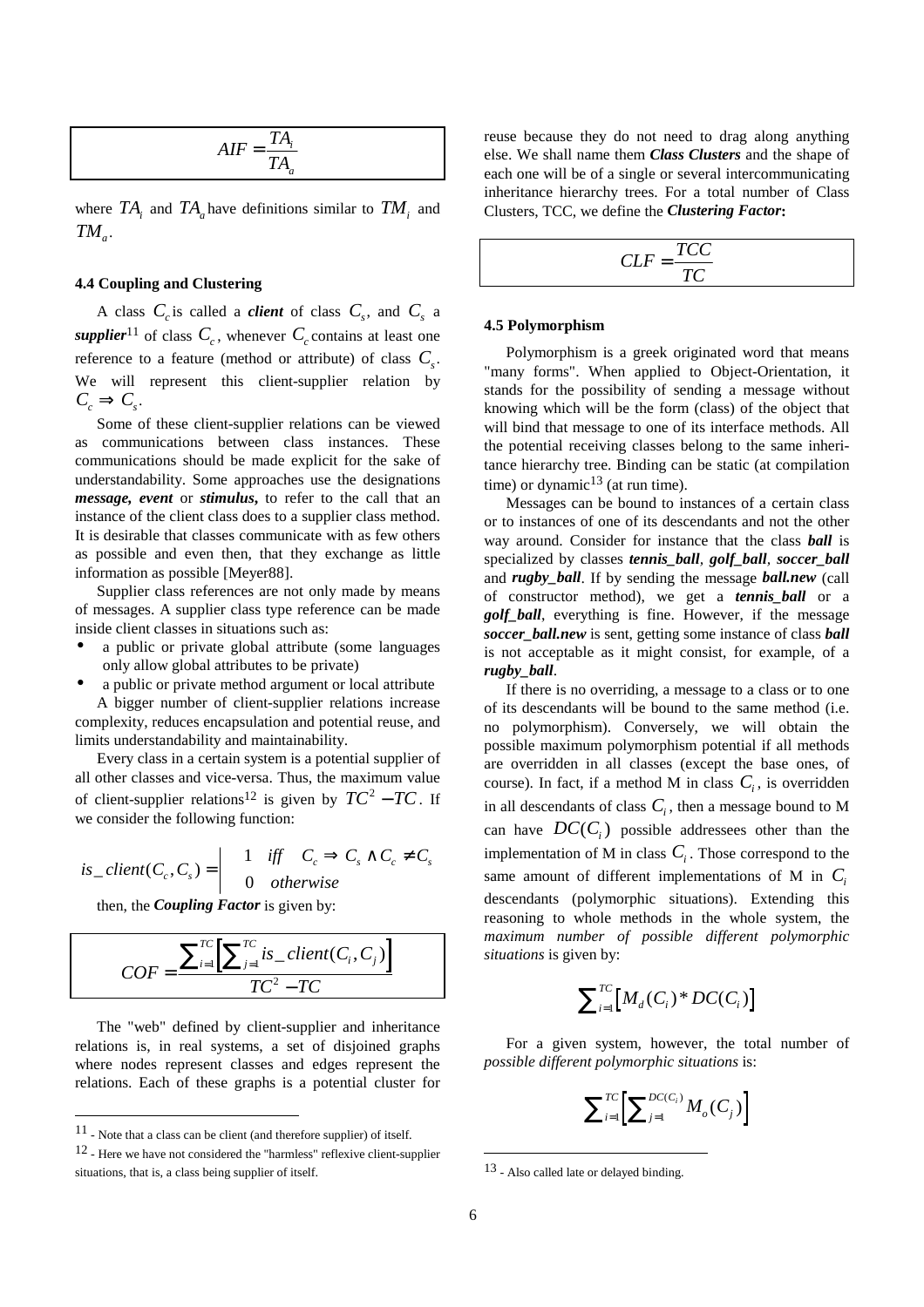$$AIF = \frac{TA_i}{TA_a}$$

where $TA_i$ and $TA_a$ have definitions similar to $TM_i$ and $TM_a$.

#### 4.4 Coupling and Clustering

A class $C_c$ is called a ***client*** of class $C_s$, and $C_s$ a ***supplier***[11] of class $C_c$, whenever $C_c$ contains at least one reference to a feature (method or attribute) of class $C_s$. We will represent this client-supplier relation by $C_c \Rightarrow C_s$.

Some of these client-supplier relations can be viewed as communications between class instances. These communications should be made explicit for the sake of understandability. Some approaches use the designations ***message, event*** or ***stimulus***, to refer to the call that an instance of the client class does to a supplier class method. It is desirable that classes communicate with as few others as possible and even then, that they exchange as little information as possible [Meyer88].

Supplier class references are not only made by means of messages. A supplier class type reference can be made inside client classes in situations such as:

- a public or private global attribute (some languages only allow global attributes to be private)
- a public or private method argument or local attribute

A bigger number of client-supplier relations increase complexity, reduces encapsulation and potential reuse, and limits understandability and maintainability.

Every class in a certain system is a potential supplier of all other classes and vice-versa. Thus, the maximum value of client-supplier relations[12] is given by $TC^2 - TC$. If we consider the following function:

$$is\_client(C_c, C_s) = \begin{cases} 1 & iff \quad C_c \Rightarrow C_s \wedge C_c \neq C_s \\ 0 & otherwise \end{cases}$$

then, the ***Coupling Factor*** is given by:

$$COF = \frac{\sum_{i=1}^{TC}\left[\sum_{j=1}^{TC} is\_client(C_i, C_j)\right]}{TC^2 - TC}$$

The "web" defined by client-supplier and inheritance relations is, in real systems, a set of disjoined graphs where nodes represent classes and edges represent the relations. Each of these graphs is a potential cluster for reuse because they do not need to drag along anything else. We shall name them ***Class Clusters*** and the shape of each one will be of a single or several intercommunicating inheritance hierarchy trees. For a total number of Class Clusters, TCC, we define the ***Clustering Factor***:

$$CLF = \frac{TCC}{TC}$$

#### 4.5 Polymorphism

Polymorphism is a greek originated word that means "many forms". When applied to Object-Orientation, it stands for the possibility of sending a message without knowing which will be the form (class) of the object that will bind that message to one of its interface methods. All the potential receiving classes belong to the same inheritance hierarchy tree. Binding can be static (at compilation time) or dynamic[13] (at run time).

Messages can be bound to instances of a certain class or to instances of one of its descendants and not the other way around. Consider for instance that the class ***ball*** is specialized by classes ***tennis_ball***, ***golf_ball***, ***soccer_ball*** and ***rugby_ball***. If by sending the message ***ball.new*** (call of constructor method), we get a ***tennis_ball*** or a ***golf_ball***, everything is fine. However, if the message ***soccer_ball.new*** is sent, getting some instance of class ***ball*** is not acceptable as it might consist, for example, of a ***rugby_ball***.

If there is no overriding, a message to a class or to one of its descendants will be bound to the same method (i.e. no polymorphism). Conversely, we will obtain the possible maximum polymorphism potential if all methods are overridden in all classes (except the base ones, of course). In fact, if a method M in class $C_i$, is overridden in all descendants of class $C_i$, then a message bound to M can have $DC(C_i)$ possible addressees other than the implementation of M in class $C_i$. Those correspond to the same amount of different implementations of M in $C_i$ descendants (polymorphic situations). Extending this reasoning to whole methods in the whole system, the *maximum number of possible different polymorphic situations* is given by:

$$\sum_{i=1}^{TC}\left[M_d(C_i) * DC(C_i)\right]$$

For a given system, however, the total number of *possible different polymorphic situations* is:

$$\sum_{i=1}^{TC}\left[\sum_{j=1}^{DC(C_i)} M_o(C_j)\right]$$

---

[11] - Note that a class can be client (and therefore supplier) of itself.

[12] - Here we have not considered the "harmless" reflexive client-supplier situations, that is, a class being supplier of itself.

[13] - Also called late or delayed binding.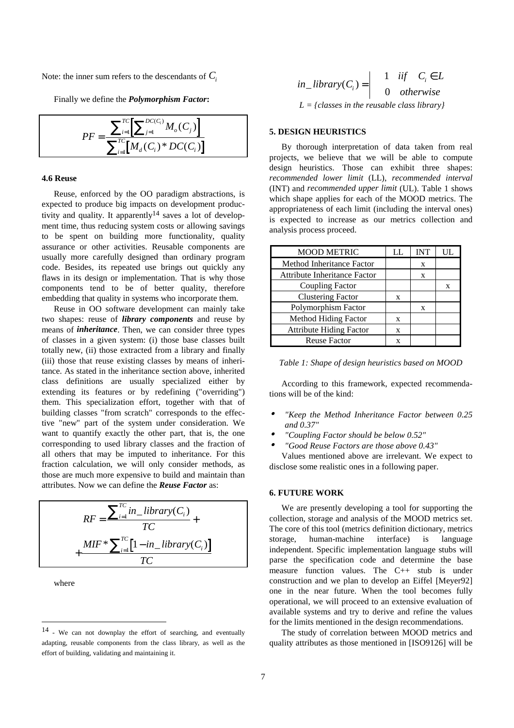Note: the inner sum refers to the descendants of $C_i$

Finally we define the ***Polymorphism Factor*:**

$$PF = \frac{\sum_{i=1}^{TC} \left[ \sum_{j=1}^{DC(C_i)} M_o(C_j) \right]}{\sum_{i=1}^{TC} \left[ M_d(C_i) * DC(C_i) \right]}$$

### 4.6 Reuse

Reuse, enforced by the OO paradigm abstractions, is expected to produce big impacts on development productivity and quality. It apparently[14] saves a lot of development time, thus reducing system costs or allowing savings to be spent on building more functionality, quality assurance or other activities. Reusable components are usually more carefully designed than ordinary program code. Besides, its repeated use brings out quickly any flaws in its design or implementation. That is why those components tend to be of better quality, therefore embedding that quality in systems who incorporate them.

Reuse in OO software development can mainly take two shapes: reuse of ***library components*** and reuse by means of ***inheritance***. Then, we can consider three types of classes in a given system: (i) those base classes built totally new, (ii) those extracted from a library and finally (iii) those that reuse existing classes by means of inheritance. As stated in the inheritance section above, inherited class definitions are usually specialized either by extending its features or by redefining ("overriding") them. This specialization effort, together with that of building classes "from scratch" corresponds to the effective "new" part of the system under consideration. We want to quantify exactly the other part, that is, the one corresponding to used library classes and the fraction of all others that may be imputed to inheritance. For this fraction calculation, we will only consider methods, as those are much more expensive to build and maintain than attributes. Now we can define the ***Reuse Factor*** as:

$$RF = \frac{\sum_{i=1}^{TC} in\_library(C_i)}{TC} + \frac{MIF * \sum_{i=1}^{TC} \left[ 1 - in\_library(C_i) \right]}{TC}$$

where

$$in\_library(C_i) = \begin{cases} 1 & iif \quad C_i \in L \\ 0 & otherwise \end{cases}$$

*L = {classes in the reusable class library}*

### 5. DESIGN HEURISTICS

By thorough interpretation of data taken from real projects, we believe that we will be able to compute design heuristics. Those can exhibit three shapes: *recommended lower limit* (LL), *recommended interval* (INT) and *recommended upper limit* (UL). Table 1 shows which shape applies for each of the MOOD metrics. The appropriateness of each limit (including the interval ones) is expected to increase as our metrics collection and analysis process proceed.

| MOOD METRIC | LL | INT | UL |
|---|---|---|---|
| Method Inheritance Factor | | x | |
| Attribute Inheritance Factor | | x | |
| Coupling Factor | | | x |
| Clustering Factor | x | | |
| Polymorphism Factor | | x | |
| Method Hiding Factor | x | | |
| Attribute Hiding Factor | x | | |
| Reuse Factor | x | | |

*Table 1: Shape of design heuristics based on MOOD*

According to this framework, expected recommendations will be of the kind:

- *"Keep the Method Inheritance Factor between 0.25 and 0.37"*
- *"Coupling Factor should be below 0.52"*
- *"Good Reuse Factors are those above 0.43"*

Values mentioned above are irrelevant. We expect to disclose some realistic ones in a following paper.

### 6. FUTURE WORK

We are presently developing a tool for supporting the collection, storage and analysis of the MOOD metrics set. The core of this tool (metrics definition dictionary, metrics storage, human-machine interface) is language independent. Specific implementation language stubs will parse the specification code and determine the base measure function values. The C++ stub is under construction and we plan to develop an Eiffel [Meyer92] one in the near future. When the tool becomes fully operational, we will proceed to an extensive evaluation of available systems and try to derive and refine the values for the limits mentioned in the design recommendations.

The study of correlation between MOOD metrics and quality attributes as those mentioned in [ISO9126] will be

---

[14] - We can not downplay the effort of searching, and eventually adapting, reusable components from the class library, as well as the effort of building, validating and maintaining it.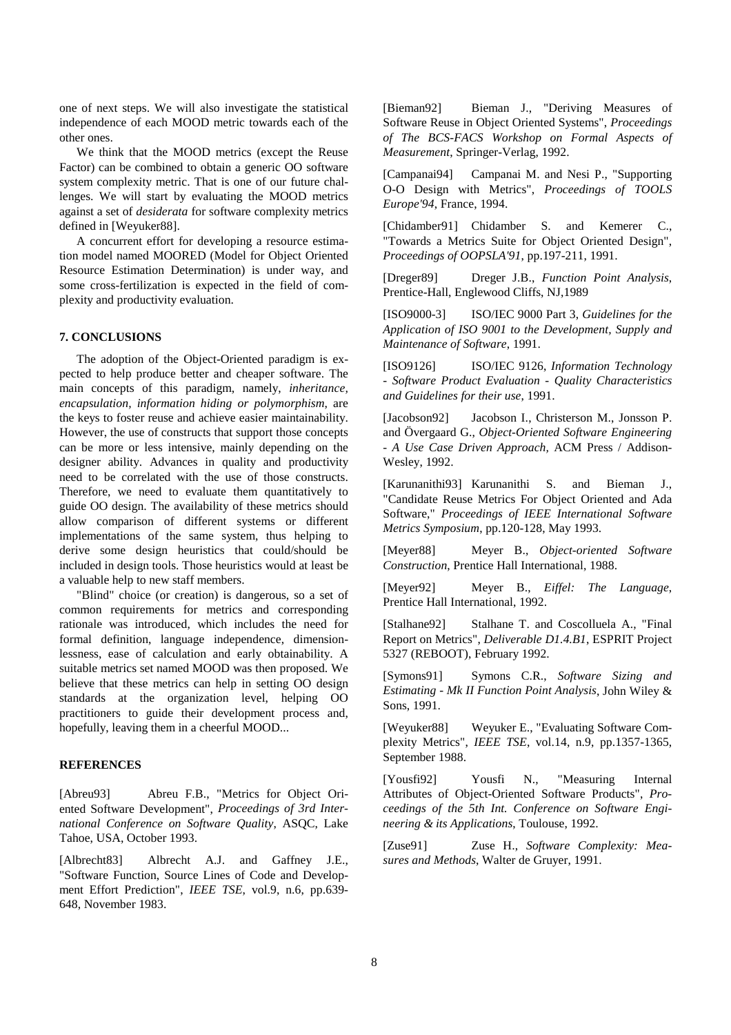one of next steps. We will also investigate the statistical independence of each MOOD metric towards each of the other ones.

We think that the MOOD metrics (except the Reuse Factor) can be combined to obtain a generic OO software system complexity metric. That is one of our future challenges. We will start by evaluating the MOOD metrics against a set of *desiderata* for software complexity metrics defined in [Weyuker88].

A concurrent effort for developing a resource estimation model named MOORED (Model for Object Oriented Resource Estimation Determination) is under way, and some cross-fertilization is expected in the field of complexity and productivity evaluation.

## 7. CONCLUSIONS

The adoption of the Object-Oriented paradigm is expected to help produce better and cheaper software. The main concepts of this paradigm, namely, *inheritance, encapsulation, information hiding or polymorphism*, are the keys to foster reuse and achieve easier maintainability. However, the use of constructs that support those concepts can be more or less intensive, mainly depending on the designer ability. Advances in quality and productivity need to be correlated with the use of those constructs. Therefore, we need to evaluate them quantitatively to guide OO design. The availability of these metrics should allow comparison of different systems or different implementations of the same system, thus helping to derive some design heuristics that could/should be included in design tools. Those heuristics would at least be a valuable help to new staff members.

"Blind" choice (or creation) is dangerous, so a set of common requirements for metrics and corresponding rationale was introduced, which includes the need for formal definition, language independence, dimensionlessness, ease of calculation and early obtainability. A suitable metrics set named MOOD was then proposed. We believe that these metrics can help in setting OO design standards at the organization level, helping OO practitioners to guide their development process and, hopefully, leaving them in a cheerful MOOD...

## REFERENCES

[Abreu93] Abreu F.B., "Metrics for Object Oriented Software Development", *Proceedings of 3rd International Conference on Software Quality*, ASQC, Lake Tahoe, USA, October 1993.

[Albrecht83] Albrecht A.J. and Gaffney J.E., "Software Function, Source Lines of Code and Development Effort Prediction", *IEEE TSE*, vol.9, n.6, pp.639-648, November 1983.

[Bieman92] Bieman J., "Deriving Measures of Software Reuse in Object Oriented Systems", *Proceedings of The BCS-FACS Workshop on Formal Aspects of Measurement*, Springer-Verlag, 1992.

[Campanai94] Campanai M. and Nesi P., "Supporting O-O Design with Metrics", *Proceedings of TOOLS Europe'94*, France, 1994.

[Chidamber91] Chidamber S. and Kemerer C., "Towards a Metrics Suite for Object Oriented Design", *Proceedings of OOPSLA'91*, pp.197-211, 1991.

[Dreger89] Dreger J.B., *Function Point Analysis*, Prentice-Hall, Englewood Cliffs, NJ,1989

[ISO9000-3] ISO/IEC 9000 Part 3, *Guidelines for the Application of ISO 9001 to the Development, Supply and Maintenance of Software*, 1991.

[ISO9126] ISO/IEC 9126, *Information Technology - Software Product Evaluation - Quality Characteristics and Guidelines for their use*, 1991.

[Jacobson92] Jacobson I., Christerson M., Jonsson P. and Övergaard G., *Object-Oriented Software Engineering - A Use Case Driven Approach*, ACM Press / Addison-Wesley, 1992.

[Karunanithi93] Karunanithi S. and Bieman J., "Candidate Reuse Metrics For Object Oriented and Ada Software," *Proceedings of IEEE International Software Metrics Symposium*, pp.120-128, May 1993.

[Meyer88] Meyer B., *Object-oriented Software Construction*, Prentice Hall International, 1988.

[Meyer92] Meyer B., *Eiffel: The Language*, Prentice Hall International, 1992.

[Stalhane92] Stalhane T. and Coscolluela A., "Final Report on Metrics", *Deliverable D1.4.B1*, ESPRIT Project 5327 (REBOOT), February 1992.

[Symons91] Symons C.R., *Software Sizing and Estimating - Mk II Function Point Analysis*, John Wiley & Sons, 1991.

[Weyuker88] Weyuker E., "Evaluating Software Complexity Metrics", *IEEE TSE*, vol.14, n.9, pp.1357-1365, September 1988.

[Yousfi92] Yousfi N., "Measuring Internal Attributes of Object-Oriented Software Products", *Proceedings of the 5th Int. Conference on Software Engineering & its Applications*, Toulouse, 1992.

[Zuse91] Zuse H., *Software Complexity: Measures and Methods*, Walter de Gruyer, 1991.